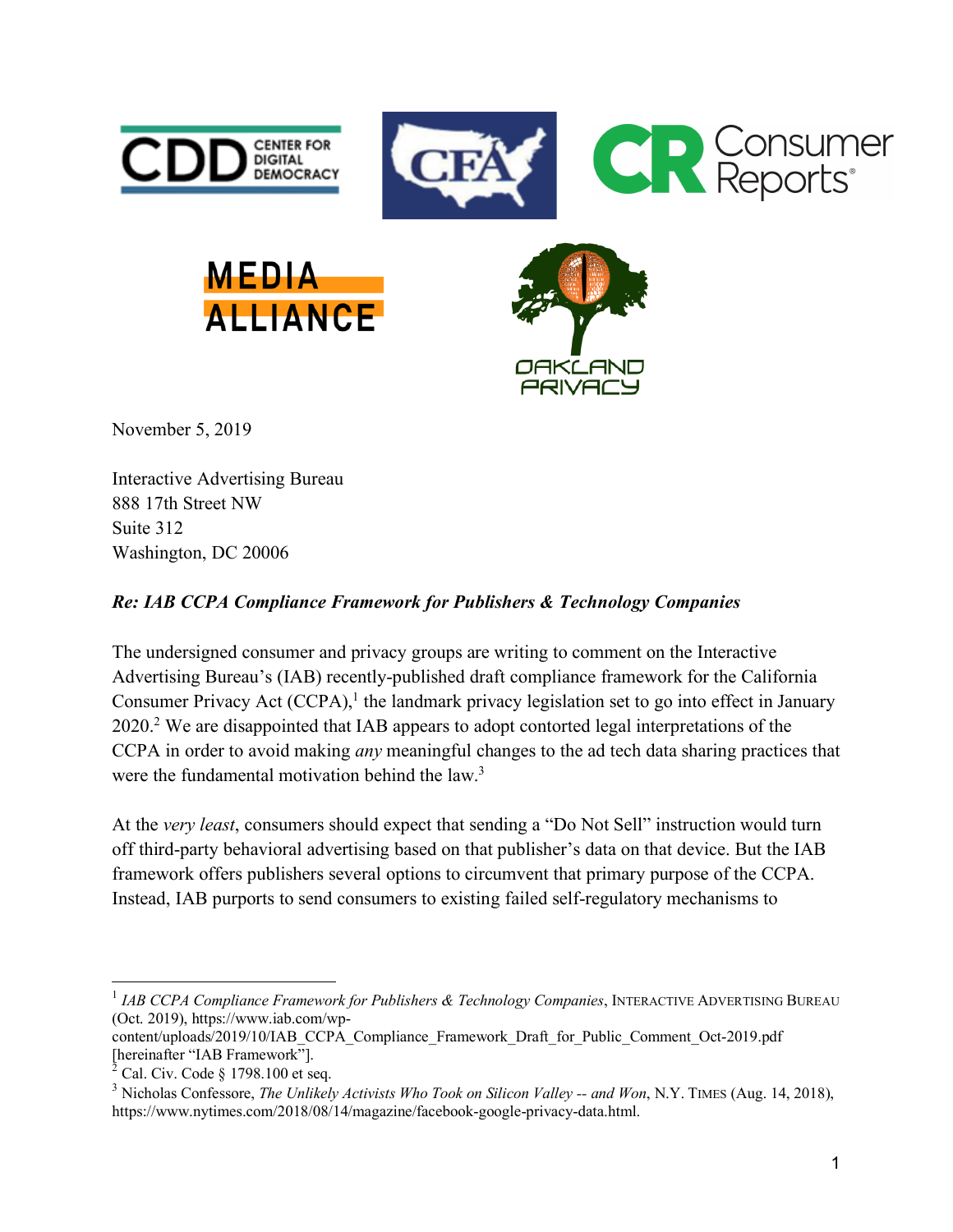November 5, 2019

Interactive Advertising Bureau
888 17th Street NW
Suite 312
Washington, DC 20006

***Re: IAB CCPA Compliance Framework for Publishers & Technology Companies***

The undersigned consumer and privacy groups are writing to comment on the Interactive Advertising Bureau's (IAB) recently-published draft compliance framework for the California Consumer Privacy Act (CCPA),[1] the landmark privacy legislation set to go into effect in January 2020.[2] We are disappointed that IAB appears to adopt contorted legal interpretations of the CCPA in order to avoid making *any* meaningful changes to the ad tech data sharing practices that were the fundamental motivation behind the law.[3]

At the *very least*, consumers should expect that sending a "Do Not Sell" instruction would turn off third-party behavioral advertising based on that publisher's data on that device. But the IAB framework offers publishers several options to circumvent that primary purpose of the CCPA. Instead, IAB purports to send consumers to existing failed self-regulatory mechanisms to

---

[1] *IAB CCPA Compliance Framework for Publishers & Technology Companies*, INTERACTIVE ADVERTISING BUREAU (Oct. 2019), https://www.iab.com/wp-content/uploads/2019/10/IAB_CCPA_Compliance_Framework_Draft_for_Public_Comment_Oct-2019.pdf [hereinafter "IAB Framework"].

[2] Cal. Civ. Code § 1798.100 et seq.

[3] Nicholas Confessore, *The Unlikely Activists Who Took on Silicon Valley -- and Won*, N.Y. TIMES (Aug. 14, 2018), https://www.nytimes.com/2018/08/14/magazine/facebook-google-privacy-data.html.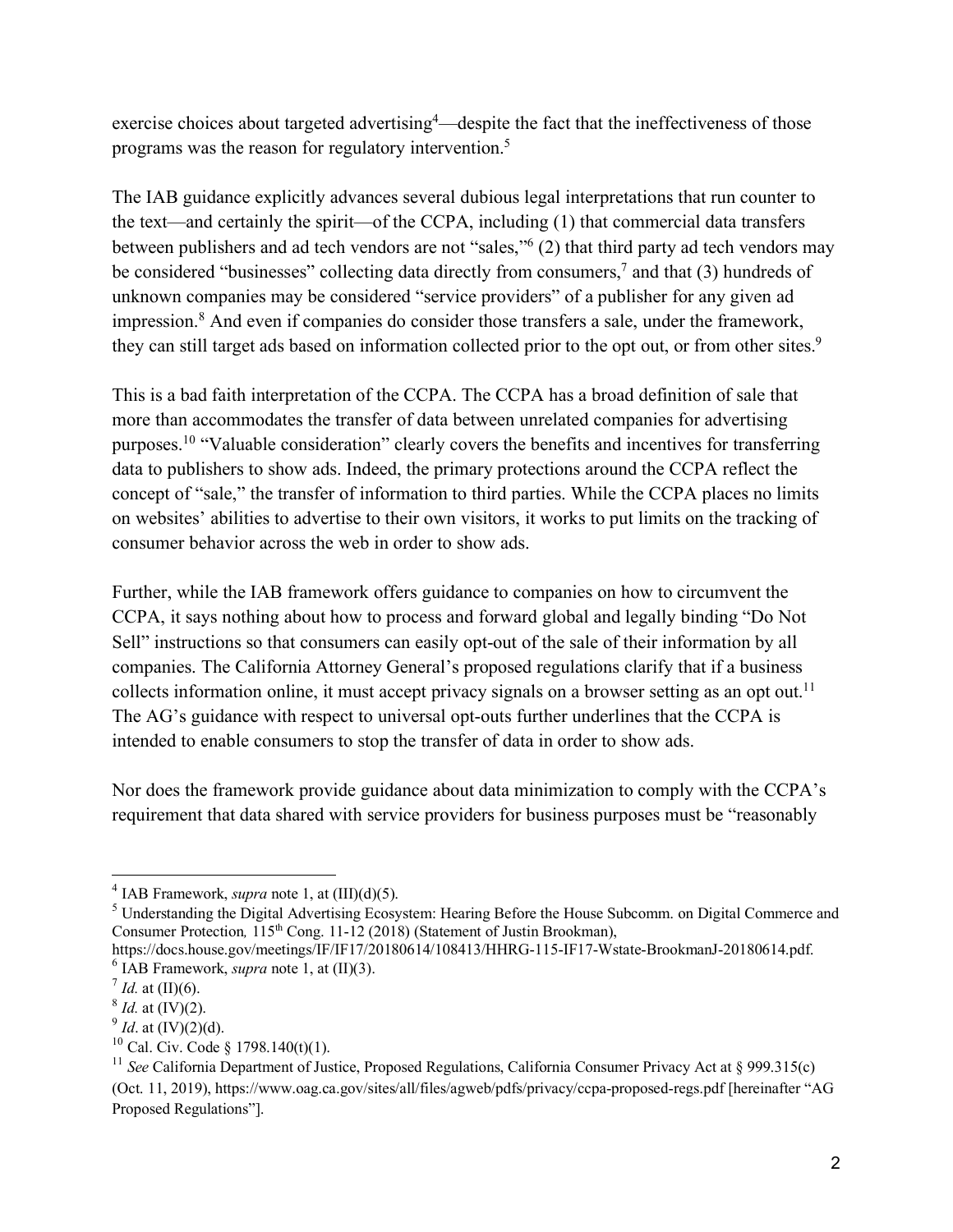exercise choices about targeted advertising[4]—despite the fact that the ineffectiveness of those programs was the reason for regulatory intervention.[5]

The IAB guidance explicitly advances several dubious legal interpretations that run counter to the text—and certainly the spirit—of the CCPA, including (1) that commercial data transfers between publishers and ad tech vendors are not "sales,"[6] (2) that third party ad tech vendors may be considered "businesses" collecting data directly from consumers,[7] and that (3) hundreds of unknown companies may be considered "service providers" of a publisher for any given ad impression.[8] And even if companies do consider those transfers a sale, under the framework, they can still target ads based on information collected prior to the opt out, or from other sites.[9]

This is a bad faith interpretation of the CCPA. The CCPA has a broad definition of sale that more than accommodates the transfer of data between unrelated companies for advertising purposes.[10] "Valuable consideration" clearly covers the benefits and incentives for transferring data to publishers to show ads. Indeed, the primary protections around the CCPA reflect the concept of "sale," the transfer of information to third parties. While the CCPA places no limits on websites' abilities to advertise to their own visitors, it works to put limits on the tracking of consumer behavior across the web in order to show ads.

Further, while the IAB framework offers guidance to companies on how to circumvent the CCPA, it says nothing about how to process and forward global and legally binding "Do Not Sell" instructions so that consumers can easily opt-out of the sale of their information by all companies. The California Attorney General's proposed regulations clarify that if a business collects information online, it must accept privacy signals on a browser setting as an opt out.[11] The AG's guidance with respect to universal opt-outs further underlines that the CCPA is intended to enable consumers to stop the transfer of data in order to show ads.

Nor does the framework provide guidance about data minimization to comply with the CCPA's requirement that data shared with service providers for business purposes must be "reasonably

---

[4] IAB Framework, *supra* note 1, at (III)(d)(5).

[5] Understanding the Digital Advertising Ecosystem: Hearing Before the House Subcomm. on Digital Commerce and Consumer Protection*,* 115th Cong. 11-12 (2018) (Statement of Justin Brookman), https://docs.house.gov/meetings/IF/IF17/20180614/108413/HHRG-115-IF17-Wstate-BrookmanJ-20180614.pdf.

[6] IAB Framework, *supra* note 1, at (II)(3).

[7] *Id.* at (II)(6).

[8] *Id.* at (IV)(2).

[9] *Id*. at (IV)(2)(d).

[10] Cal. Civ. Code § 1798.140(t)(1).

[11] *See* California Department of Justice, Proposed Regulations, California Consumer Privacy Act at § 999.315(c) (Oct. 11, 2019), https://www.oag.ca.gov/sites/all/files/agweb/pdfs/privacy/ccpa-proposed-regs.pdf [hereinafter "AG Proposed Regulations"].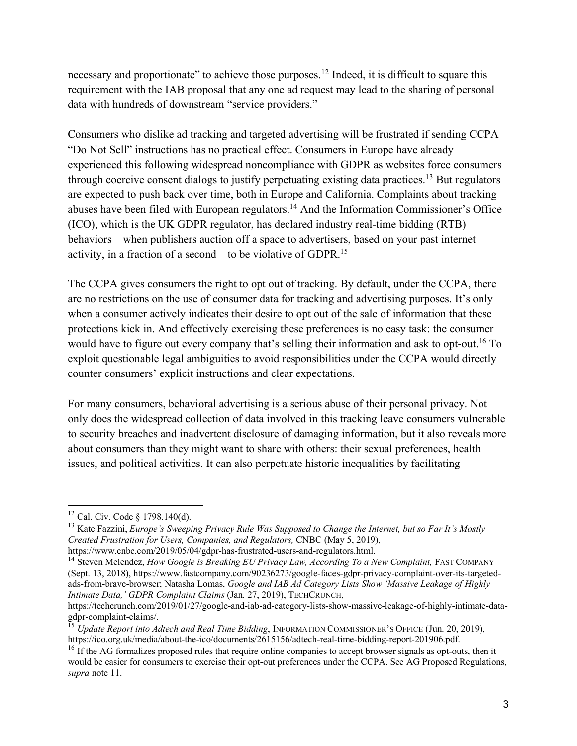necessary and proportionate" to achieve those purposes.[12] Indeed, it is difficult to square this requirement with the IAB proposal that any one ad request may lead to the sharing of personal data with hundreds of downstream "service providers."

Consumers who dislike ad tracking and targeted advertising will be frustrated if sending CCPA "Do Not Sell" instructions has no practical effect. Consumers in Europe have already experienced this following widespread noncompliance with GDPR as websites force consumers through coercive consent dialogs to justify perpetuating existing data practices.[13] But regulators are expected to push back over time, both in Europe and California. Complaints about tracking abuses have been filed with European regulators.[14] And the Information Commissioner's Office (ICO), which is the UK GDPR regulator, has declared industry real-time bidding (RTB) behaviors—when publishers auction off a space to advertisers, based on your past internet activity, in a fraction of a second—to be violative of GDPR.[15]

The CCPA gives consumers the right to opt out of tracking. By default, under the CCPA, there are no restrictions on the use of consumer data for tracking and advertising purposes. It's only when a consumer actively indicates their desire to opt out of the sale of information that these protections kick in. And effectively exercising these preferences is no easy task: the consumer would have to figure out every company that's selling their information and ask to opt-out.[16] To exploit questionable legal ambiguities to avoid responsibilities under the CCPA would directly counter consumers' explicit instructions and clear expectations.

For many consumers, behavioral advertising is a serious abuse of their personal privacy. Not only does the widespread collection of data involved in this tracking leave consumers vulnerable to security breaches and inadvertent disclosure of damaging information, but it also reveals more about consumers than they might want to share with others: their sexual preferences, health issues, and political activities. It can also perpetuate historic inequalities by facilitating

---

[12] Cal. Civ. Code § 1798.140(d).

[13] Kate Fazzini, *Europe's Sweeping Privacy Rule Was Supposed to Change the Internet, but so Far It's Mostly Created Frustration for Users, Companies, and Regulators,* CNBC (May 5, 2019), https://www.cnbc.com/2019/05/04/gdpr-has-frustrated-users-and-regulators.html.

[14] Steven Melendez, *How Google is Breaking EU Privacy Law, According To a New Complaint,* FAST COMPANY (Sept. 13, 2018), https://www.fastcompany.com/90236273/google-faces-gdpr-privacy-complaint-over-its-targeted-ads-from-brave-browser; Natasha Lomas, *Google and IAB Ad Category Lists Show 'Massive Leakage of Highly Intimate Data,' GDPR Complaint Claims* (Jan. 27, 2019), TECHCRUNCH, https://techcrunch.com/2019/01/27/google-and-iab-ad-category-lists-show-massive-leakage-of-highly-intimate-data-gdpr-complaint-claims/.

[15] *Update Report into Adtech and Real Time Bidding*, INFORMATION COMMISSIONER'S OFFICE (Jun. 20, 2019), https://ico.org.uk/media/about-the-ico/documents/2615156/adtech-real-time-bidding-report-201906.pdf.

[16] If the AG formalizes proposed rules that require online companies to accept browser signals as opt-outs, then it would be easier for consumers to exercise their opt-out preferences under the CCPA. See AG Proposed Regulations, *supra* note 11.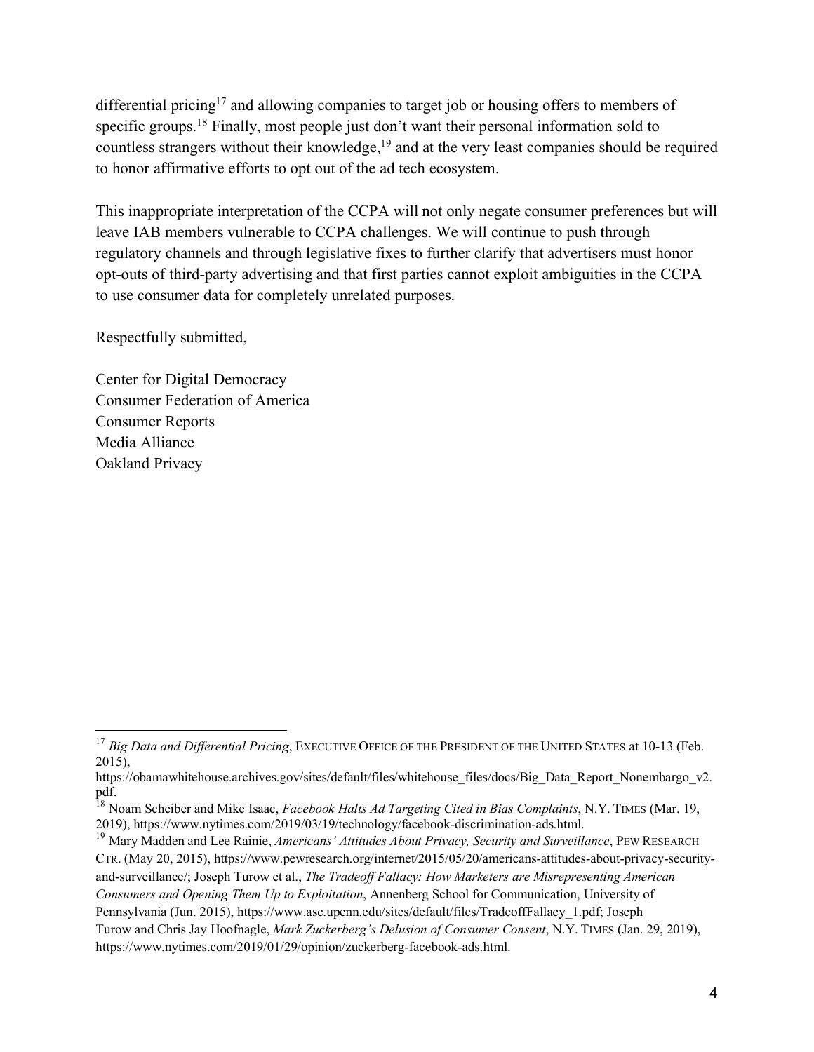differential pricing[17] and allowing companies to target job or housing offers to members of specific groups.[18] Finally, most people just don't want their personal information sold to countless strangers without their knowledge,[19] and at the very least companies should be required to honor affirmative efforts to opt out of the ad tech ecosystem.

This inappropriate interpretation of the CCPA will not only negate consumer preferences but will leave IAB members vulnerable to CCPA challenges. We will continue to push through regulatory channels and through legislative fixes to further clarify that advertisers must honor opt-outs of third-party advertising and that first parties cannot exploit ambiguities in the CCPA to use consumer data for completely unrelated purposes.

Respectfully submitted,

Center for Digital Democracy
Consumer Federation of America
Consumer Reports
Media Alliance
Oakland Privacy

---

[17] *Big Data and Differential Pricing*, EXECUTIVE OFFICE OF THE PRESIDENT OF THE UNITED STATES at 10-13 (Feb. 2015), https://obamawhitehouse.archives.gov/sites/default/files/whitehouse_files/docs/Big_Data_Report_Nonembargo_v2.pdf.

[18] Noam Scheiber and Mike Isaac, *Facebook Halts Ad Targeting Cited in Bias Complaints*, N.Y. TIMES (Mar. 19, 2019), https://www.nytimes.com/2019/03/19/technology/facebook-discrimination-ads.html.

[19] Mary Madden and Lee Rainie, *Americans' Attitudes About Privacy, Security and Surveillance*, PEW RESEARCH CTR. (May 20, 2015), https://www.pewresearch.org/internet/2015/05/20/americans-attitudes-about-privacy-security-and-surveillance/; Joseph Turow et al., *The Tradeoff Fallacy: How Marketers are Misrepresenting American Consumers and Opening Them Up to Exploitation*, Annenberg School for Communication, University of Pennsylvania (Jun. 2015), https://www.asc.upenn.edu/sites/default/files/TradeoffFallacy_1.pdf; Joseph Turow and Chris Jay Hoofnagle, *Mark Zuckerberg's Delusion of Consumer Consent*, N.Y. TIMES (Jan. 29, 2019), https://www.nytimes.com/2019/01/29/opinion/zuckerberg-facebook-ads.html.